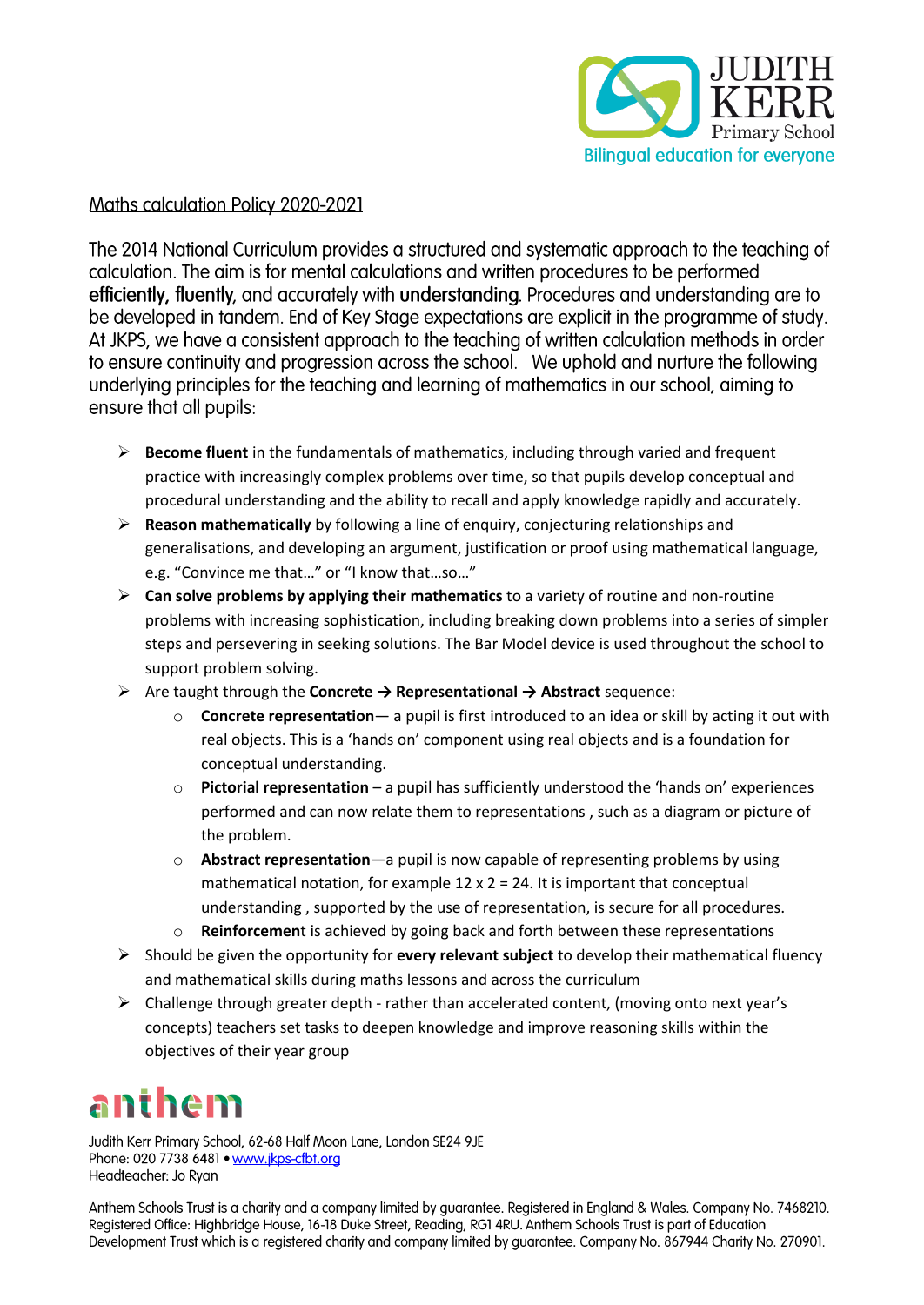JUDITH KERR Primary School
Bilingual education for everyone

# Maths calculation Policy 2020-2021

The 2014 National Curriculum provides a structured and systematic approach to the teaching of calculation. The aim is for mental calculations and written procedures to be performed **efficiently, fluently**, and accurately with **understanding**. Procedures and understanding are to be developed in tandem. End of Key Stage expectations are explicit in the programme of study. At JKPS, we have a consistent approach to the teaching of written calculation methods in order to ensure continuity and progression across the school. We uphold and nurture the following underlying principles for the teaching and learning of mathematics in our school, aiming to ensure that all pupils:

- **Become fluent** in the fundamentals of mathematics, including through varied and frequent practice with increasingly complex problems over time, so that pupils develop conceptual and procedural understanding and the ability to recall and apply knowledge rapidly and accurately.
- **Reason mathematically** by following a line of enquiry, conjecturing relationships and generalisations, and developing an argument, justification or proof using mathematical language, e.g. "Convince me that…" or "I know that…so…"
- **Can solve problems by applying their mathematics** to a variety of routine and non-routine problems with increasing sophistication, including breaking down problems into a series of simpler steps and persevering in seeking solutions. The Bar Model device is used throughout the school to support problem solving.
- Are taught through the **Concrete → Representational → Abstract** sequence:
  - **Concrete representation**— a pupil is first introduced to an idea or skill by acting it out with real objects. This is a 'hands on' component using real objects and is a foundation for conceptual understanding.
  - **Pictorial representation** – a pupil has sufficiently understood the 'hands on' experiences performed and can now relate them to representations , such as a diagram or picture of the problem.
  - **Abstract representation**—a pupil is now capable of representing problems by using mathematical notation, for example 12 x 2 = 24. It is important that conceptual understanding , supported by the use of representation, is secure for all procedures.
  - **Reinforcemen**t is achieved by going back and forth between these representations
- Should be given the opportunity for **every relevant subject** to develop their mathematical fluency and mathematical skills during maths lessons and across the curriculum
- Challenge through greater depth - rather than accelerated content, (moving onto next year's concepts) teachers set tasks to deepen knowledge and improve reasoning skills within the objectives of their year group

anthem

Judith Kerr Primary School, 62-68 Half Moon Lane, London SE24 9JE
Phone: 020 7738 6481 • www.jkps-cfbt.org
Headteacher: Jo Ryan

Anthem Schools Trust is a charity and a company limited by guarantee. Registered in England & Wales. Company No. 7468210. Registered Office: Highbridge House, 16-18 Duke Street, Reading, RG1 4RU. Anthem Schools Trust is part of Education Development Trust which is a registered charity and company limited by guarantee. Company No. 867944 Charity No. 270901.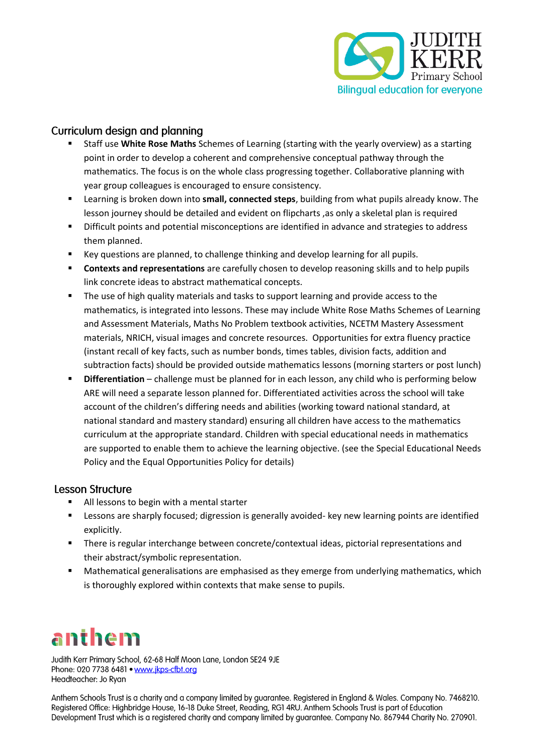## Curriculum design and planning

- Staff use **White Rose Maths** Schemes of Learning (starting with the yearly overview) as a starting point in order to develop a coherent and comprehensive conceptual pathway through the mathematics. The focus is on the whole class progressing together. Collaborative planning with year group colleagues is encouraged to ensure consistency.
- Learning is broken down into **small, connected steps**, building from what pupils already know. The lesson journey should be detailed and evident on flipcharts ,as only a skeletal plan is required
- Difficult points and potential misconceptions are identified in advance and strategies to address them planned.
- Key questions are planned, to challenge thinking and develop learning for all pupils.
- **Contexts and representations** are carefully chosen to develop reasoning skills and to help pupils link concrete ideas to abstract mathematical concepts.
- The use of high quality materials and tasks to support learning and provide access to the mathematics, is integrated into lessons. These may include White Rose Maths Schemes of Learning and Assessment Materials, Maths No Problem textbook activities, NCETM Mastery Assessment materials, NRICH, visual images and concrete resources. Opportunities for extra fluency practice (instant recall of key facts, such as number bonds, times tables, division facts, addition and subtraction facts) should be provided outside mathematics lessons (morning starters or post lunch)
- **Differentiation** – challenge must be planned for in each lesson, any child who is performing below ARE will need a separate lesson planned for. Differentiated activities across the school will take account of the children's differing needs and abilities (working toward national standard, at national standard and mastery standard) ensuring all children have access to the mathematics curriculum at the appropriate standard. Children with special educational needs in mathematics are supported to enable them to achieve the learning objective. (see the Special Educational Needs Policy and the Equal Opportunities Policy for details)

## Lesson Structure

- All lessons to begin with a mental starter
- Lessons are sharply focused; digression is generally avoided- key new learning points are identified explicitly.
- There is regular interchange between concrete/contextual ideas, pictorial representations and their abstract/symbolic representation.
- Mathematical generalisations are emphasised as they emerge from underlying mathematics, which is thoroughly explored within contexts that make sense to pupils.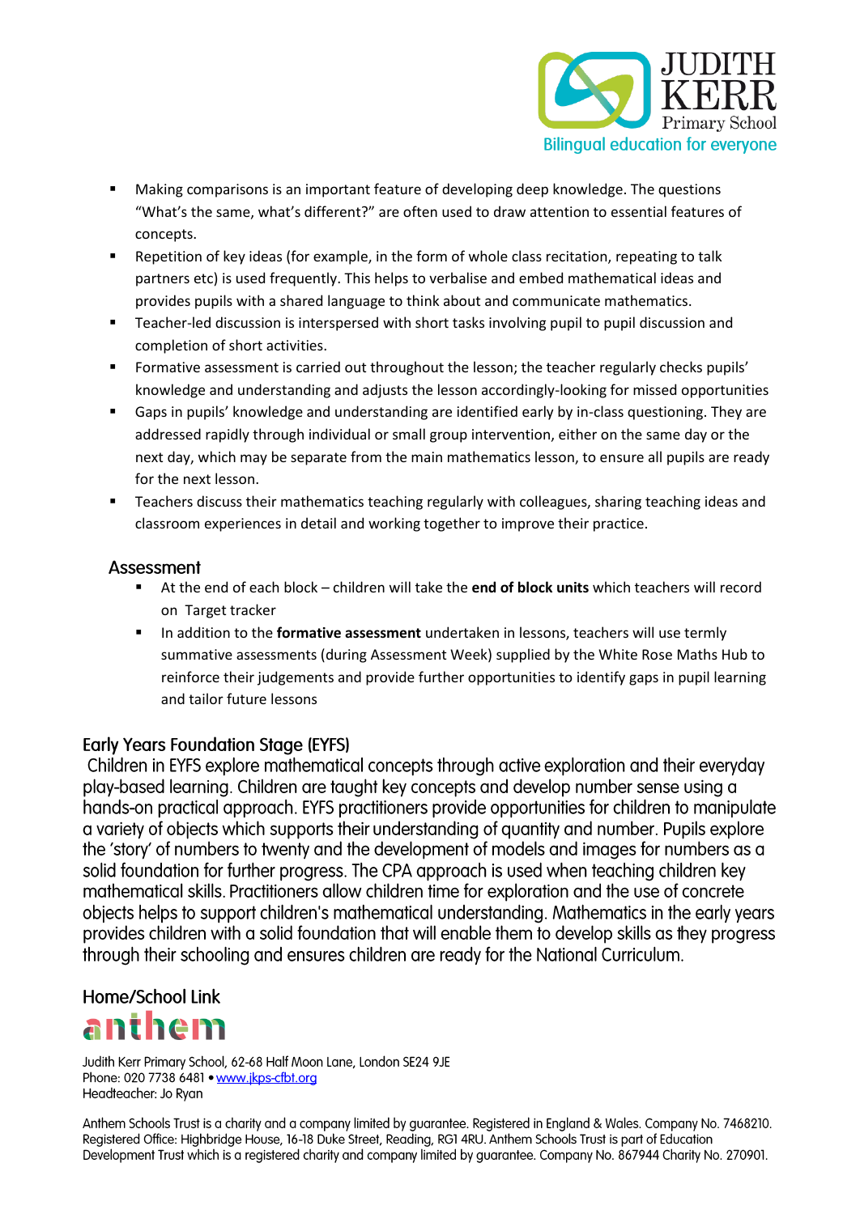- Making comparisons is an important feature of developing deep knowledge. The questions "What's the same, what's different?" are often used to draw attention to essential features of concepts.
- Repetition of key ideas (for example, in the form of whole class recitation, repeating to talk partners etc) is used frequently. This helps to verbalise and embed mathematical ideas and provides pupils with a shared language to think about and communicate mathematics.
- Teacher-led discussion is interspersed with short tasks involving pupil to pupil discussion and completion of short activities.
- Formative assessment is carried out throughout the lesson; the teacher regularly checks pupils' knowledge and understanding and adjusts the lesson accordingly-looking for missed opportunities
- Gaps in pupils' knowledge and understanding are identified early by in-class questioning. They are addressed rapidly through individual or small group intervention, either on the same day or the next day, which may be separate from the main mathematics lesson, to ensure all pupils are ready for the next lesson.
- Teachers discuss their mathematics teaching regularly with colleagues, sharing teaching ideas and classroom experiences in detail and working together to improve their practice.

## Assessment

- At the end of each block – children will take the **end of block units** which teachers will record on Target tracker
- In addition to the **formative assessment** undertaken in lessons, teachers will use termly summative assessments (during Assessment Week) supplied by the White Rose Maths Hub to reinforce their judgements and provide further opportunities to identify gaps in pupil learning and tailor future lessons

## Early Years Foundation Stage (EYFS)

Children in EYFS explore mathematical concepts through active exploration and their everyday play-based learning. Children are taught key concepts and develop number sense using a hands-on practical approach. EYFS practitioners provide opportunities for children to manipulate a variety of objects which supports their understanding of quantity and number. Pupils explore the 'story' of numbers to twenty and the development of models and images for numbers as a solid foundation for further progress. The CPA approach is used when teaching children key mathematical skills. Practitioners allow children time for exploration and the use of concrete objects helps to support children's mathematical understanding. Mathematics in the early years provides children with a solid foundation that will enable them to develop skills as they progress through their schooling and ensures children are ready for the National Curriculum.

## Home/School Link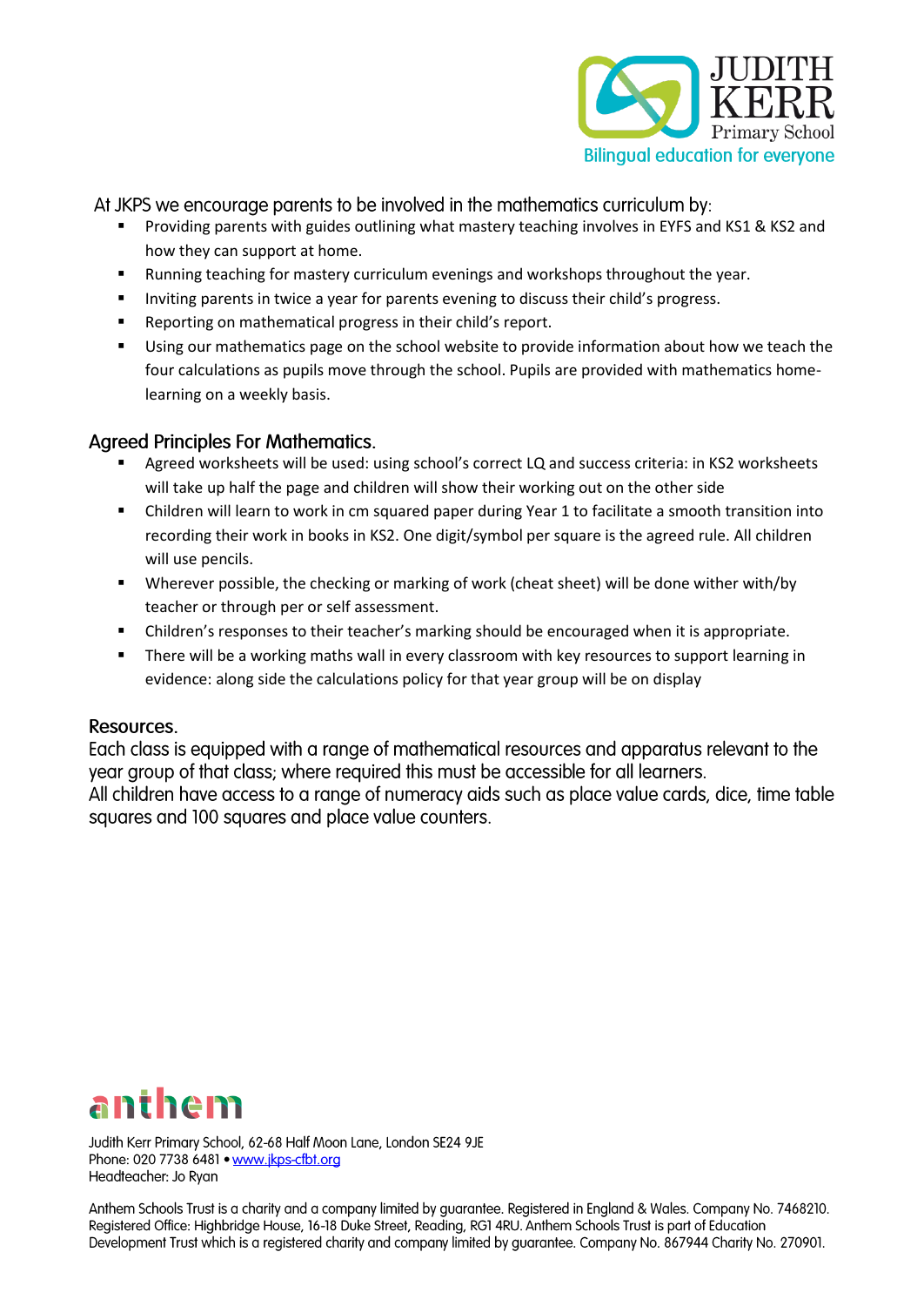At JKPS we encourage parents to be involved in the mathematics curriculum by:

- Providing parents with guides outlining what mastery teaching involves in EYFS and KS1 & KS2 and how they can support at home.
- Running teaching for mastery curriculum evenings and workshops throughout the year.
- Inviting parents in twice a year for parents evening to discuss their child's progress.
- Reporting on mathematical progress in their child's report.
- Using our mathematics page on the school website to provide information about how we teach the four calculations as pupils move through the school. Pupils are provided with mathematics home-learning on a weekly basis.

## Agreed Principles For Mathematics.

- Agreed worksheets will be used: using school's correct LQ and success criteria: in KS2 worksheets will take up half the page and children will show their working out on the other side
- Children will learn to work in cm squared paper during Year 1 to facilitate a smooth transition into recording their work in books in KS2. One digit/symbol per square is the agreed rule. All children will use pencils.
- Wherever possible, the checking or marking of work (cheat sheet) will be done wither with/by teacher or through per or self assessment.
- Children's responses to their teacher's marking should be encouraged when it is appropriate.
- There will be a working maths wall in every classroom with key resources to support learning in evidence: along side the calculations policy for that year group will be on display

## Resources.

Each class is equipped with a range of mathematical resources and apparatus relevant to the year group of that class; where required this must be accessible for all learners.
All children have access to a range of numeracy aids such as place value cards, dice, time table squares and 100 squares and place value counters.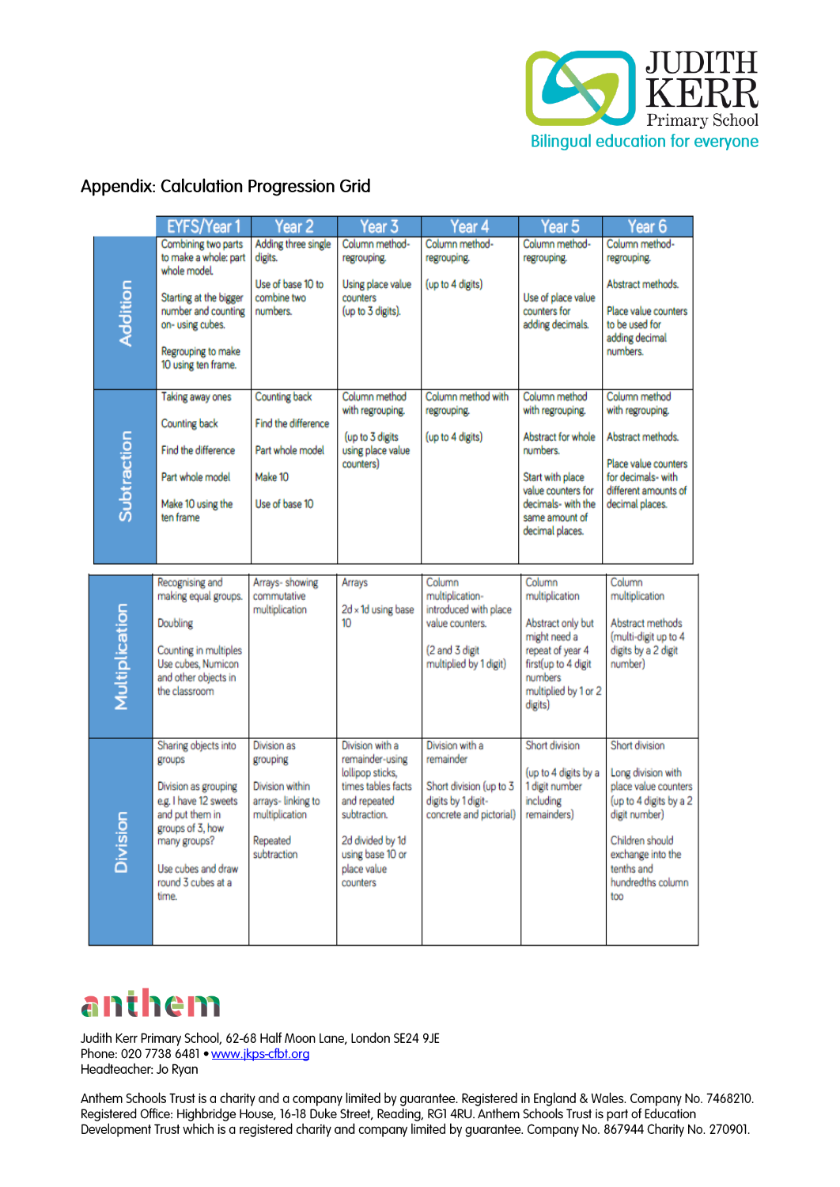Bilingual education for everyone

## Appendix: Calculation Progression Grid

| | EYFS/Year 1 | Year 2 | Year 3 | Year 4 | Year 5 | Year 6 |
|---|---|---|---|---|---|---|
| Addition | Combining two parts to make a whole: part whole model.<br><br>Starting at the bigger number and counting on- using cubes.<br><br>Regrouping to make 10 using ten frame. | Adding three single digits.<br><br>Use of base 10 to combine two numbers. | Column method- regrouping.<br><br>Using place value counters (up to 3 digits). | Column method- regrouping.<br><br>(up to 4 digits) | Column method- regrouping.<br><br>Use of place value counters for adding decimals. | Column method- regrouping.<br><br>Abstract methods.<br><br>Place value counters to be used for adding decimal numbers. |
| Subtraction | Taking away ones<br><br>Counting back<br><br>Find the difference<br><br>Part whole model<br><br>Make 10 using the ten frame | Counting back<br><br>Find the difference<br><br>Part whole model<br><br>Make 10<br><br>Use of base 10 | Column method with regrouping.<br><br>(up to 3 digits using place value counters) | Column method with regrouping.<br><br>(up to 4 digits) | Column method with regrouping.<br><br>Abstract for whole numbers.<br><br>Start with place value counters for decimals- with the same amount of decimal places. | Column method with regrouping.<br><br>Abstract methods.<br><br>Place value counters for decimals- with different amounts of decimal places. |
| Multiplication | Recognising and making equal groups.<br><br>Doubling<br><br>Counting in multiples Use cubes, Numicon and other objects in the classroom | Arrays- showing commutative multiplication | Arrays<br><br>2d × 1d using base 10 | Column multiplication- introduced with place value counters.<br><br>(2 and 3 digit multiplied by 1 digit) | Column multiplication<br><br>Abstract only but might need a repeat of year 4 first(up to 4 digit numbers multiplied by 1 or 2 digits) | Column multiplication<br><br>Abstract methods (multi-digit up to 4 digits by a 2 digit number) |
| Division | Sharing objects into groups<br><br>Division as grouping e.g. I have 12 sweets and put them in groups of 3, how many groups?<br><br>Use cubes and draw round 3 cubes at a time. | Division as grouping<br><br>Division within arrays- linking to multiplication<br><br>Repeated subtraction | Division with a remainder-using lollipop sticks, times tables facts and repeated subtraction.<br><br>2d divided by 1d using base 10 or place value counters | Division with a remainder<br><br>Short division (up to 3 digits by 1 digit- concrete and pictorial) | Short division<br><br>(up to 4 digits by a 1 digit number including remainders) | Short division<br><br>Long division with place value counters (up to 4 digits by a 2 digit number)<br><br>Children should exchange into the tenths and hundredths column too |

anthem

Judith Kerr Primary School, 62-68 Half Moon Lane, London SE24 9JE
Phone: 020 7738 6481 • www.jkps-cfbt.org
Headteacher: Jo Ryan

Anthem Schools Trust is a charity and a company limited by guarantee. Registered in England & Wales. Company No. 7468210. Registered Office: Highbridge House, 16-18 Duke Street, Reading, RG1 4RU. Anthem Schools Trust is part of Education Development Trust which is a registered charity and company limited by guarantee. Company No. 867944 Charity No. 270901.